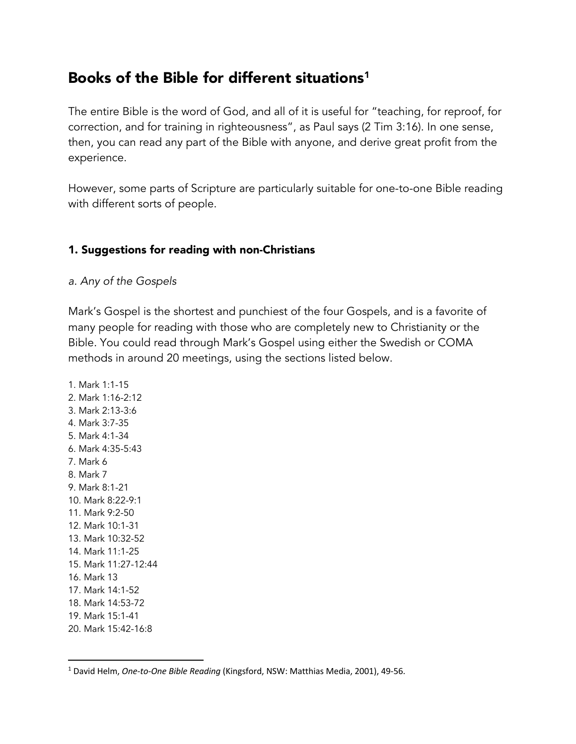# Books of the Bible for different situations[1]

The entire Bible is the word of God, and all of it is useful for "teaching, for reproof, for correction, and for training in righteousness", as Paul says (2 Tim 3:16). In one sense, then, you can read any part of the Bible with anyone, and derive great profit from the experience.

However, some parts of Scripture are particularly suitable for one-to-one Bible reading with different sorts of people.

## 1. Suggestions for reading with non-Christians

### *a. Any of the Gospels*

Mark's Gospel is the shortest and punchiest of the four Gospels, and is a favorite of many people for reading with those who are completely new to Christianity or the Bible. You could read through Mark's Gospel using either the Swedish or COMA methods in around 20 meetings, using the sections listed below.

1. Mark 1:1-15
2. Mark 1:16-2:12
3. Mark 2:13-3:6
4. Mark 3:7-35
5. Mark 4:1-34
6. Mark 4:35-5:43
7. Mark 6
8. Mark 7
9. Mark 8:1-21
10. Mark 8:22-9:1
11. Mark 9:2-50
12. Mark 10:1-31
13. Mark 10:32-52
14. Mark 11:1-25
15. Mark 11:27-12:44
16. Mark 13
17. Mark 14:1-52
18. Mark 14:53-72
19. Mark 15:1-41
20. Mark 15:42-16:8

---

[1] David Helm, *One-to-One Bible Reading* (Kingsford, NSW: Matthias Media, 2001), 49-56.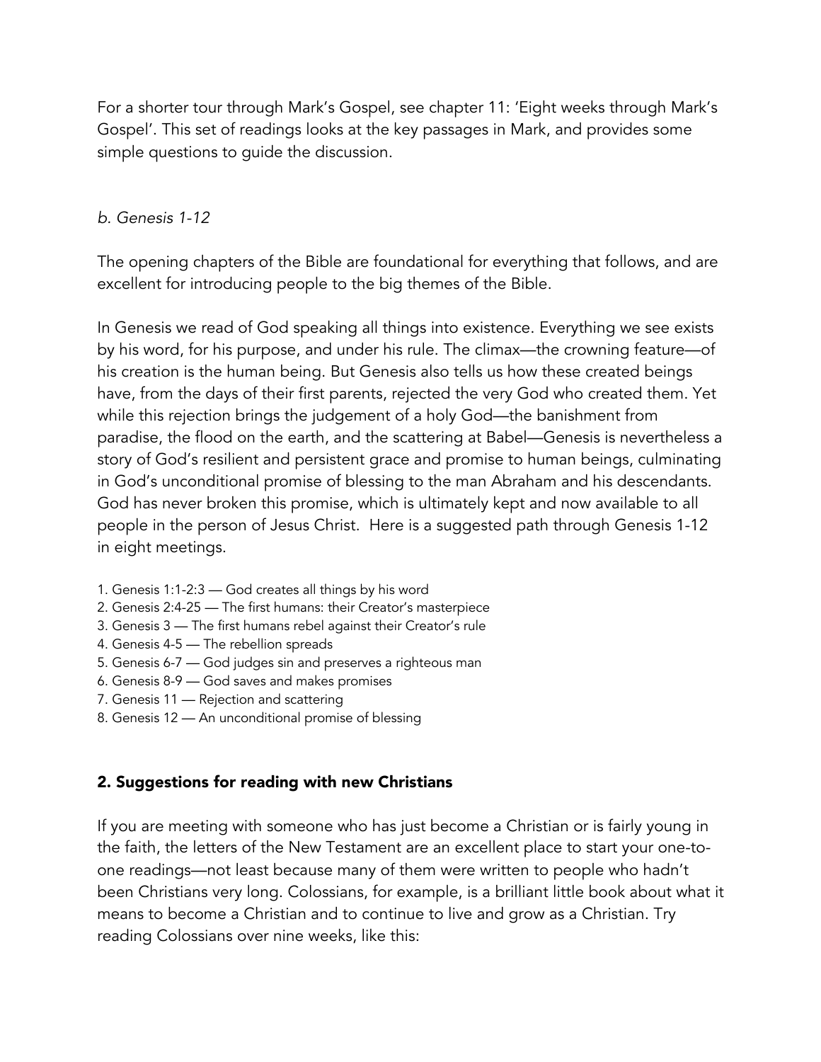For a shorter tour through Mark's Gospel, see chapter 11: 'Eight weeks through Mark's Gospel'. This set of readings looks at the key passages in Mark, and provides some simple questions to guide the discussion.

### *b. Genesis 1-12*

The opening chapters of the Bible are foundational for everything that follows, and are excellent for introducing people to the big themes of the Bible.

In Genesis we read of God speaking all things into existence. Everything we see exists by his word, for his purpose, and under his rule. The climax—the crowning feature—of his creation is the human being. But Genesis also tells us how these created beings have, from the days of their first parents, rejected the very God who created them. Yet while this rejection brings the judgement of a holy God—the banishment from paradise, the flood on the earth, and the scattering at Babel—Genesis is nevertheless a story of God's resilient and persistent grace and promise to human beings, culminating in God's unconditional promise of blessing to the man Abraham and his descendants. God has never broken this promise, which is ultimately kept and now available to all people in the person of Jesus Christ. Here is a suggested path through Genesis 1-12 in eight meetings.

1. Genesis 1:1-2:3 — God creates all things by his word
2. Genesis 2:4-25 — The first humans: their Creator's masterpiece
3. Genesis 3 — The first humans rebel against their Creator's rule
4. Genesis 4-5 — The rebellion spreads
5. Genesis 6-7 — God judges sin and preserves a righteous man
6. Genesis 8-9 — God saves and makes promises
7. Genesis 11 — Rejection and scattering
8. Genesis 12 — An unconditional promise of blessing

## 2. Suggestions for reading with new Christians

If you are meeting with someone who has just become a Christian or is fairly young in the faith, the letters of the New Testament are an excellent place to start your one-to-one readings—not least because many of them were written to people who hadn't been Christians very long. Colossians, for example, is a brilliant little book about what it means to become a Christian and to continue to live and grow as a Christian. Try reading Colossians over nine weeks, like this: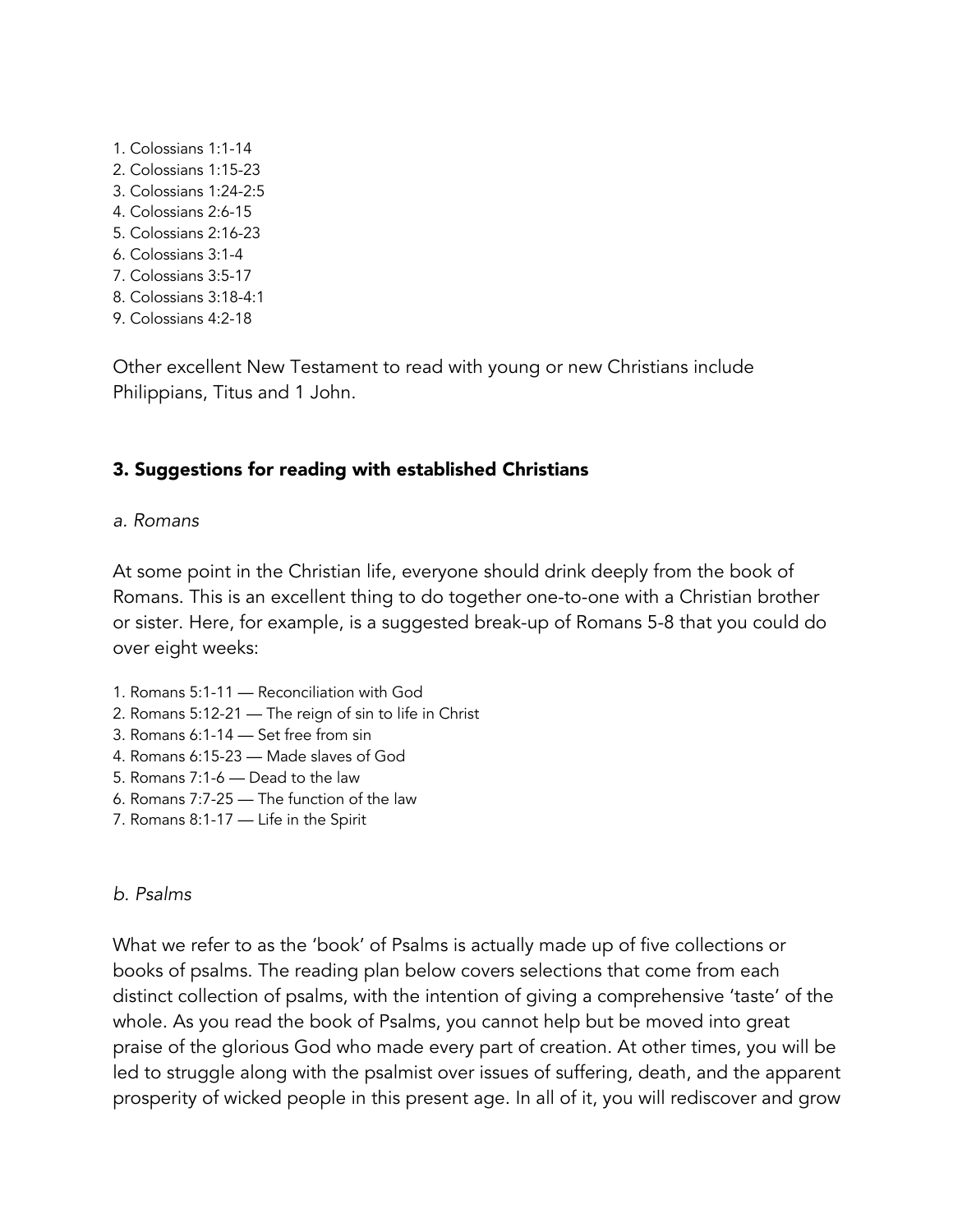1. Colossians 1:1-14
2. Colossians 1:15-23
3. Colossians 1:24-2:5
4. Colossians 2:6-15
5. Colossians 2:16-23
6. Colossians 3:1-4
7. Colossians 3:5-17
8. Colossians 3:18-4:1
9. Colossians 4:2-18

Other excellent New Testament to read with young or new Christians include Philippians, Titus and 1 John.

## 3. Suggestions for reading with established Christians

*a. Romans*

At some point in the Christian life, everyone should drink deeply from the book of Romans. This is an excellent thing to do together one-to-one with a Christian brother or sister. Here, for example, is a suggested break-up of Romans 5-8 that you could do over eight weeks:

1. Romans 5:1-11 — Reconciliation with God
2. Romans 5:12-21 — The reign of sin to life in Christ
3. Romans 6:1-14 — Set free from sin
4. Romans 6:15-23 — Made slaves of God
5. Romans 7:1-6 — Dead to the law
6. Romans 7:7-25 — The function of the law
7. Romans 8:1-17 — Life in the Spirit

*b. Psalms*

What we refer to as the 'book' of Psalms is actually made up of five collections or books of psalms. The reading plan below covers selections that come from each distinct collection of psalms, with the intention of giving a comprehensive 'taste' of the whole. As you read the book of Psalms, you cannot help but be moved into great praise of the glorious God who made every part of creation. At other times, you will be led to struggle along with the psalmist over issues of suffering, death, and the apparent prosperity of wicked people in this present age. In all of it, you will rediscover and grow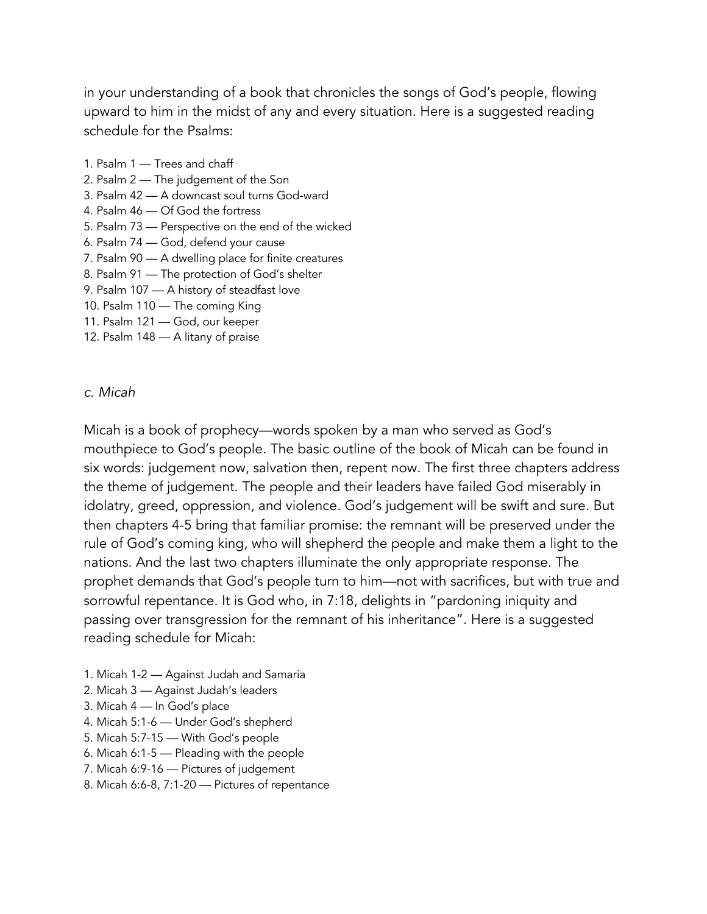in your understanding of a book that chronicles the songs of God's people, flowing upward to him in the midst of any and every situation. Here is a suggested reading schedule for the Psalms:

1. Psalm 1 — Trees and chaff
2. Psalm 2 — The judgement of the Son
3. Psalm 42 — A downcast soul turns God-ward
4. Psalm 46 — Of God the fortress
5. Psalm 73 — Perspective on the end of the wicked
6. Psalm 74 — God, defend your cause
7. Psalm 90 — A dwelling place for finite creatures
8. Psalm 91 — The protection of God's shelter
9. Psalm 107 — A history of steadfast love
10. Psalm 110 — The coming King
11. Psalm 121 — God, our keeper
12. Psalm 148 — A litany of praise

*c. Micah*

Micah is a book of prophecy—words spoken by a man who served as God's mouthpiece to God's people. The basic outline of the book of Micah can be found in six words: judgement now, salvation then, repent now. The first three chapters address the theme of judgement. The people and their leaders have failed God miserably in idolatry, greed, oppression, and violence. God's judgement will be swift and sure. But then chapters 4-5 bring that familiar promise: the remnant will be preserved under the rule of God's coming king, who will shepherd the people and make them a light to the nations. And the last two chapters illuminate the only appropriate response. The prophet demands that God's people turn to him—not with sacrifices, but with true and sorrowful repentance. It is God who, in 7:18, delights in "pardoning iniquity and passing over transgression for the remnant of his inheritance". Here is a suggested reading schedule for Micah:

1. Micah 1-2 — Against Judah and Samaria
2. Micah 3 — Against Judah's leaders
3. Micah 4 — In God's place
4. Micah 5:1-6 — Under God's shepherd
5. Micah 5:7-15 — With God's people
6. Micah 6:1-5 — Pleading with the people
7. Micah 6:9-16 — Pictures of judgement
8. Micah 6:6-8, 7:1-20 — Pictures of repentance